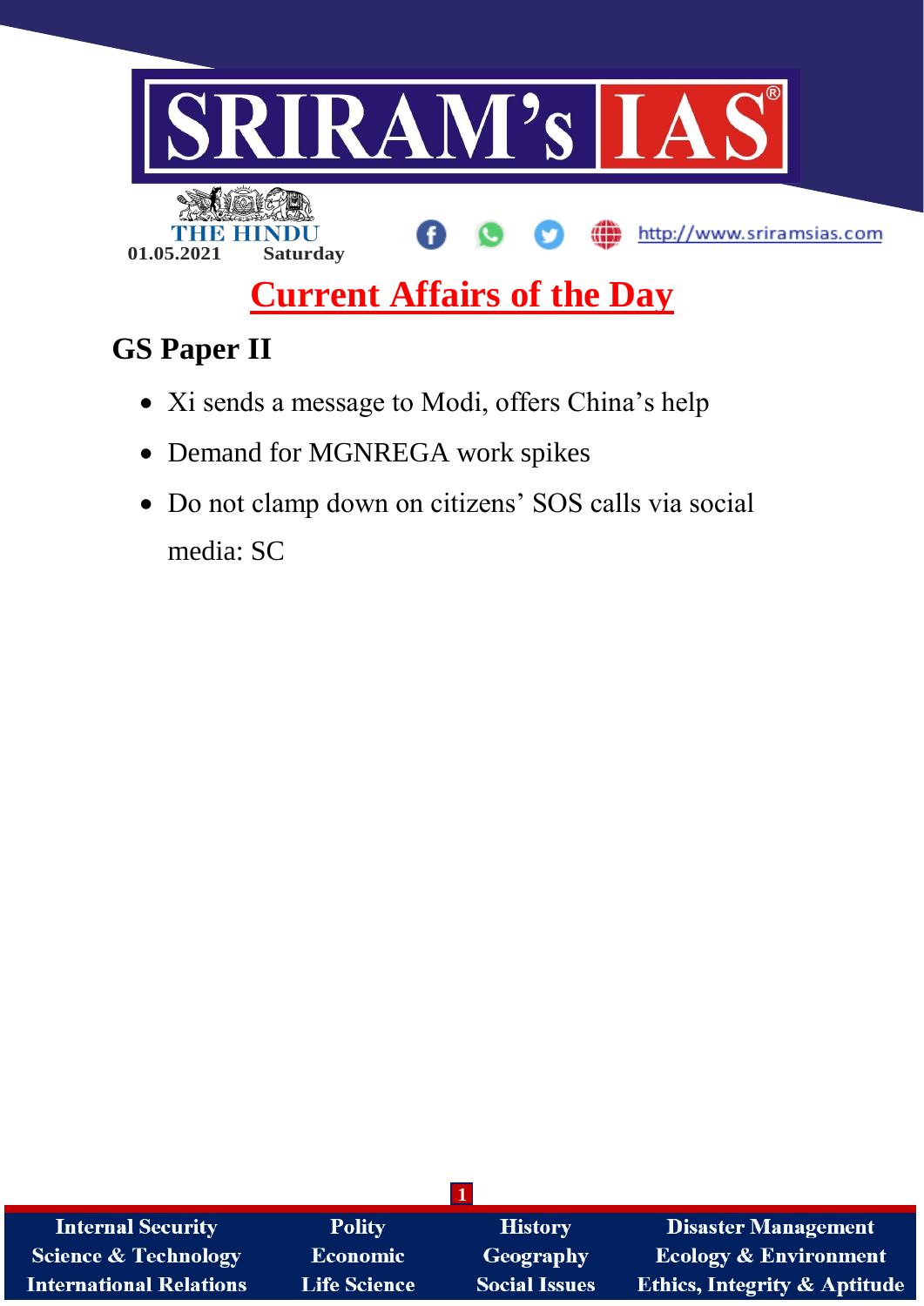SRIRAM's IAS

THE HINDU

01.05.2021 Saturday

http://www.sriramsias.com

# Current Affairs of the Day

## GS Paper II

- Xi sends a message to Modi, offers China's help
- Demand for MGNREGA work spikes
- Do not clamp down on citizens' SOS calls via social media: SC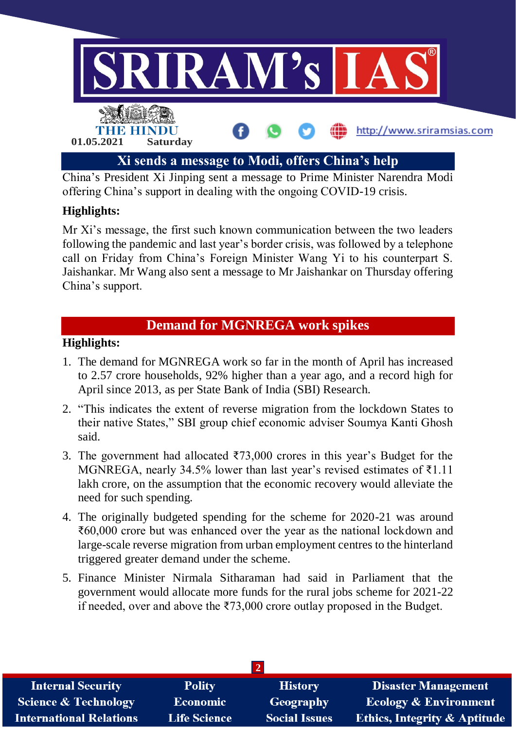## Xi sends a message to Modi, offers China's help

China's President Xi Jinping sent a message to Prime Minister Narendra Modi offering China's support in dealing with the ongoing COVID-19 crisis.

### Highlights:

Mr Xi's message, the first such known communication between the two leaders following the pandemic and last year's border crisis, was followed by a telephone call on Friday from China's Foreign Minister Wang Yi to his counterpart S. Jaishankar. Mr Wang also sent a message to Mr Jaishankar on Thursday offering China's support.

## Demand for MGNREGA work spikes

### Highlights:

1. The demand for MGNREGA work so far in the month of April has increased to 2.57 crore households, 92% higher than a year ago, and a record high for April since 2013, as per State Bank of India (SBI) Research.
2. "This indicates the extent of reverse migration from the lockdown States to their native States," SBI group chief economic adviser Soumya Kanti Ghosh said.
3. The government had allocated ₹73,000 crores in this year's Budget for the MGNREGA, nearly 34.5% lower than last year's revised estimates of ₹1.11 lakh crore, on the assumption that the economic recovery would alleviate the need for such spending.
4. The originally budgeted spending for the scheme for 2020-21 was around ₹60,000 crore but was enhanced over the year as the national lockdown and large-scale reverse migration from urban employment centres to the hinterland triggered greater demand under the scheme.
5. Finance Minister Nirmala Sitharaman had said in Parliament that the government would allocate more funds for the rural jobs scheme for 2021-22 if needed, over and above the ₹73,000 crore outlay proposed in the Budget.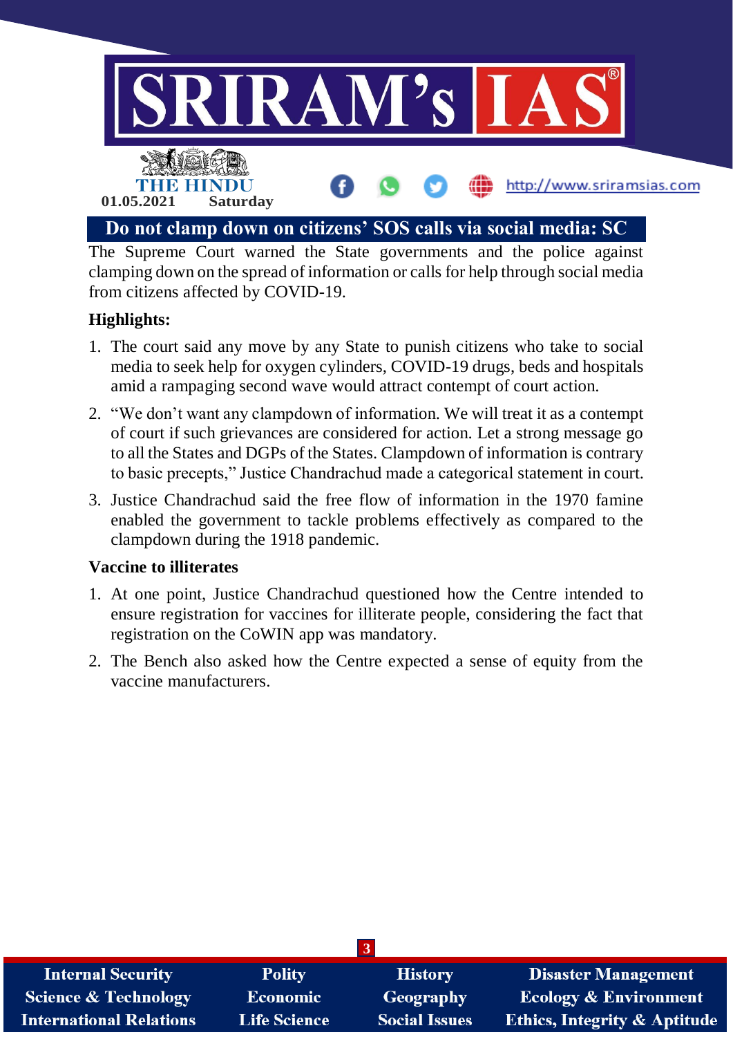# Do not clamp down on citizens' SOS calls via social media: SC

The Supreme Court warned the State governments and the police against clamping down on the spread of information or calls for help through social media from citizens affected by COVID-19.

### Highlights:

1. The court said any move by any State to punish citizens who take to social media to seek help for oxygen cylinders, COVID-19 drugs, beds and hospitals amid a rampaging second wave would attract contempt of court action.
2. "We don't want any clampdown of information. We will treat it as a contempt of court if such grievances are considered for action. Let a strong message go to all the States and DGPs of the States. Clampdown of information is contrary to basic precepts," Justice Chandrachud made a categorical statement in court.
3. Justice Chandrachud said the free flow of information in the 1970 famine enabled the government to tackle problems effectively as compared to the clampdown during the 1918 pandemic.

### Vaccine to illiterates

1. At one point, Justice Chandrachud questioned how the Centre intended to ensure registration for vaccines for illiterate people, considering the fact that registration on the CoWIN app was mandatory.
2. The Bench also asked how the Centre expected a sense of equity from the vaccine manufacturers.